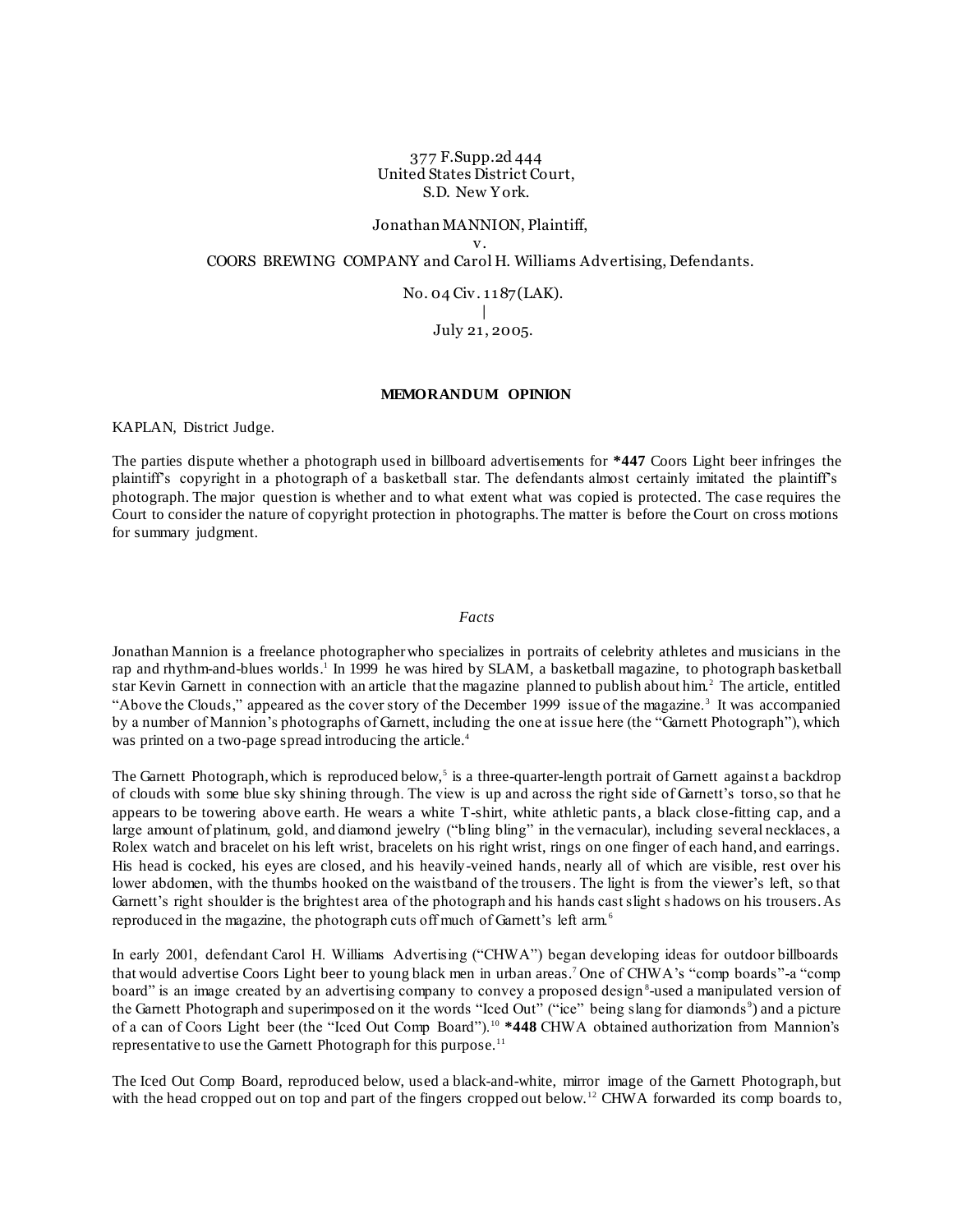377 F.Supp.2d 444
United States District Court,
S.D. New York.

Jonathan MANNION, Plaintiff,
v.
COORS BREWING COMPANY and Carol H. Williams Advertising, Defendants.

No. 04 Civ. 1187 (LAK).
|
July 21, 2005.

## MEMORANDUM OPINION

KAPLAN, District Judge.

The parties dispute whether a photograph used in billboard advertisements for **\*447** Coors Light beer infringes the plaintiff's copyright in a photograph of a basketball star. The defendants almost certainly imitated the plaintiff's photograph. The major question is whether and to what extent what was copied is protected. The case requires the Court to consider the nature of copyright protection in photographs. The matter is before the Court on cross motions for summary judgment.

### *Facts*

Jonathan Mannion is a freelance photographer who specializes in portraits of celebrity athletes and musicians in the rap and rhythm-and-blues worlds.[1] In 1999 he was hired by SLAM, a basketball magazine, to photograph basketball star Kevin Garnett in connection with an article that the magazine planned to publish about him.[2] The article, entitled "Above the Clouds," appeared as the cover story of the December 1999 issue of the magazine.[3] It was accompanied by a number of Mannion's photographs of Garnett, including the one at issue here (the "Garnett Photograph"), which was printed on a two-page spread introducing the article.[4]

The Garnett Photograph, which is reproduced below,[5] is a three-quarter-length portrait of Garnett against a backdrop of clouds with some blue sky shining through. The view is up and across the right side of Garnett's torso, so that he appears to be towering above earth. He wears a white T-shirt, white athletic pants, a black close-fitting cap, and a large amount of platinum, gold, and diamond jewelry ("bling bling" in the vernacular), including several necklaces, a Rolex watch and bracelet on his left wrist, bracelets on his right wrist, rings on one finger of each hand, and earrings. His head is cocked, his eyes are closed, and his heavily-veined hands, nearly all of which are visible, rest over his lower abdomen, with the thumbs hooked on the waistband of the trousers. The light is from the viewer's left, so that Garnett's right shoulder is the brightest area of the photograph and his hands cast slight shadows on his trousers. As reproduced in the magazine, the photograph cuts off much of Garnett's left arm.[6]

In early 2001, defendant Carol H. Williams Advertising ("CHWA") began developing ideas for outdoor billboards that would advertise Coors Light beer to young black men in urban areas.[7] One of CHWA's "comp boards"-a "comp board" is an image created by an advertising company to convey a proposed design[8]-used a manipulated version of the Garnett Photograph and superimposed on it the words "Iced Out" ("ice" being slang for diamonds[9]) and a picture of a can of Coors Light beer (the "Iced Out Comp Board").[10] **\*448** CHWA obtained authorization from Mannion's representative to use the Garnett Photograph for this purpose.[11]

The Iced Out Comp Board, reproduced below, used a black-and-white, mirror image of the Garnett Photograph, but with the head cropped out on top and part of the fingers cropped out below.[12] CHWA forwarded its comp boards to,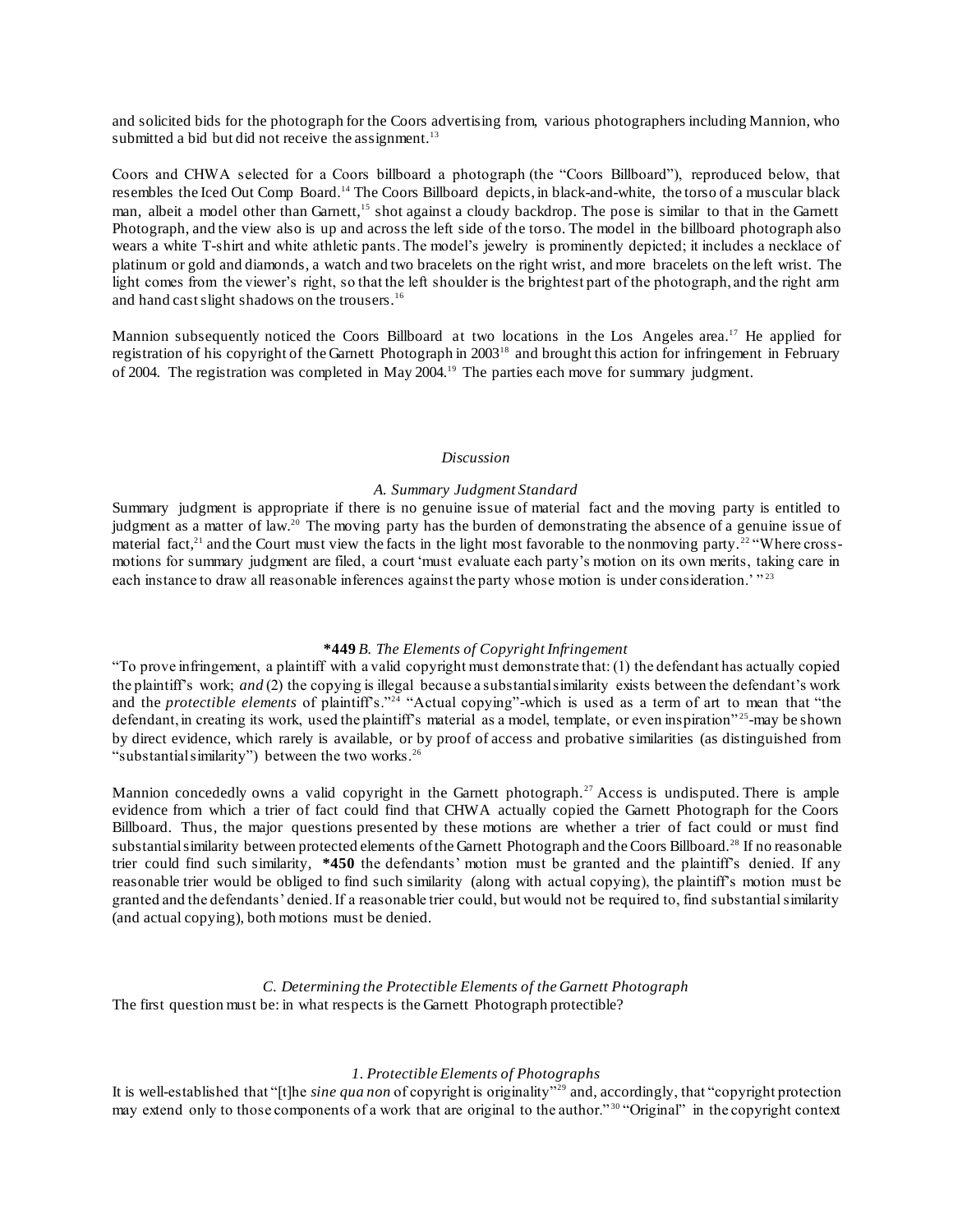and solicited bids for the photograph for the Coors advertising from, various photographers including Mannion, who submitted a bid but did not receive the assignment.[13]

Coors and CHWA selected for a Coors billboard a photograph (the "Coors Billboard"), reproduced below, that resembles the Iced Out Comp Board.[14] The Coors Billboard depicts, in black-and-white, the torso of a muscular black man, albeit a model other than Garnett,[15] shot against a cloudy backdrop. The pose is similar to that in the Garnett Photograph, and the view also is up and across the left side of the torso. The model in the billboard photograph also wears a white T-shirt and white athletic pants. The model's jewelry is prominently depicted; it includes a necklace of platinum or gold and diamonds, a watch and two bracelets on the right wrist, and more bracelets on the left wrist. The light comes from the viewer's right, so that the left shoulder is the brightest part of the photograph, and the right arm and hand cast slight shadows on the trousers.[16]

Mannion subsequently noticed the Coors Billboard at two locations in the Los Angeles area.[17] He applied for registration of his copyright of the Garnett Photograph in 2003[18] and brought this action for infringement in February of 2004. The registration was completed in May 2004.[19] The parties each move for summary judgment.

## *Discussion*

### *A. Summary Judgment Standard*

Summary judgment is appropriate if there is no genuine issue of material fact and the moving party is entitled to judgment as a matter of law.[20] The moving party has the burden of demonstrating the absence of a genuine issue of material fact,[21] and the Court must view the facts in the light most favorable to the nonmoving party.[22] "Where cross-motions for summary judgment are filed, a court 'must evaluate each party's motion on its own merits, taking care in each instance to draw all reasonable inferences against the party whose motion is under consideration.' "[23]

### **\*449** *B. The Elements of Copyright Infringement*

"To prove infringement, a plaintiff with a valid copyright must demonstrate that: (1) the defendant has actually copied the plaintiff's work; *and* (2) the copying is illegal because a substantial similarity exists between the defendant's work and the *protectible elements* of plaintiff's."[24] "Actual copying"-which is used as a term of art to mean that "the defendant, in creating its work, used the plaintiff's material as a model, template, or even inspiration"[25]-may be shown by direct evidence, which rarely is available, or by proof of access and probative similarities (as distinguished from "substantial similarity") between the two works.[26]

Mannion concededly owns a valid copyright in the Garnett photograph.[27] Access is undisputed. There is ample evidence from which a trier of fact could find that CHWA actually copied the Garnett Photograph for the Coors Billboard. Thus, the major questions presented by these motions are whether a trier of fact could or must find substantial similarity between protected elements of the Garnett Photograph and the Coors Billboard.[28] If no reasonable trier could find such similarity, **\*450** the defendants' motion must be granted and the plaintiff's denied. If any reasonable trier would be obliged to find such similarity (along with actual copying), the plaintiff's motion must be granted and the defendants' denied. If a reasonable trier could, but would not be required to, find substantial similarity (and actual copying), both motions must be denied.

### *C. Determining the Protectible Elements of the Garnett Photograph*

The first question must be: in what respects is the Garnett Photograph protectible?

#### *1. Protectible Elements of Photographs*

It is well-established that "[t]he *sine qua non* of copyright is originality"[29] and, accordingly, that "copyright protection may extend only to those components of a work that are original to the author."[30] "Original" in the copyright context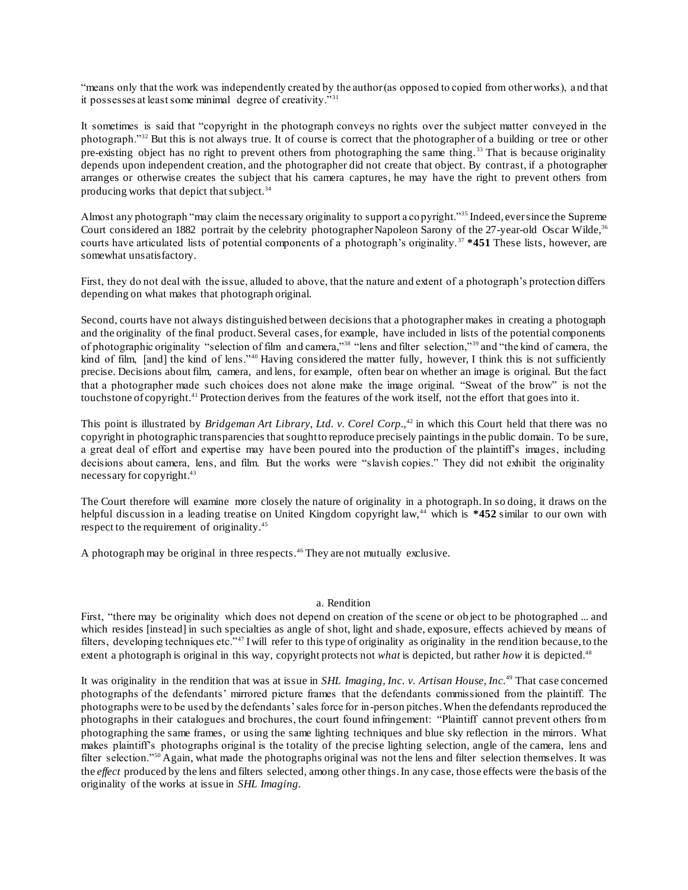"means only that the work was independently created by the author (as opposed to copied from other works), and that it possesses at least some minimal degree of creativity."[31]

It sometimes is said that "copyright in the photograph conveys no rights over the subject matter conveyed in the photograph."[32] But this is not always true. It of course is correct that the photographer of a building or tree or other pre-existing object has no right to prevent others from photographing the same thing.[33] That is because originality depends upon independent creation, and the photographer did not create that object. By contrast, if a photographer arranges or otherwise creates the subject that his camera captures, he may have the right to prevent others from producing works that depict that subject.[34]

Almost any photograph "may claim the necessary originality to support a copyright."[35] Indeed, ever since the Supreme Court considered an 1882 portrait by the celebrity photographer Napoleon Sarony of the 27-year-old Oscar Wilde,[36] courts have articulated lists of potential components of a photograph's originality.[37] **\*451** These lists, however, are somewhat unsatisfactory.

First, they do not deal with the issue, alluded to above, that the nature and extent of a photograph's protection differs depending on what makes that photograph original.

Second, courts have not always distinguished between decisions that a photographer makes in creating a photograph and the originality of the final product. Several cases, for example, have included in lists of the potential components of photographic originality "selection of film and camera,"[38] "lens and filter selection,"[39] and "the kind of camera, the kind of film, [and] the kind of lens."[40] Having considered the matter fully, however, I think this is not sufficiently precise. Decisions about film, camera, and lens, for example, often bear on whether an image is original. But the fact that a photographer made such choices does not alone make the image original. "Sweat of the brow" is not the touchstone of copyright.[41] Protection derives from the features of the work itself, not the effort that goes into it.

This point is illustrated by *Bridgeman Art Library, Ltd. v. Corel Corp.*,[42] in which this Court held that there was no copyright in photographic transparencies that sought to reproduce precisely paintings in the public domain. To be sure, a great deal of effort and expertise may have been poured into the production of the plaintiff's images, including decisions about camera, lens, and film. But the works were "slavish copies." They did not exhibit the originality necessary for copyright.[43]

The Court therefore will examine more closely the nature of originality in a photograph. In so doing, it draws on the helpful discussion in a leading treatise on United Kingdom copyright law,[44] which is **\*452** similar to our own with respect to the requirement of originality.[45]

A photograph may be original in three respects.[46] They are not mutually exclusive.

### a. Rendition

First, "there may be originality which does not depend on creation of the scene or object to be photographed ... and which resides [instead] in such specialties as angle of shot, light and shade, exposure, effects achieved by means of filters, developing techniques etc."[47] I will refer to this type of originality as originality in the rendition because, to the extent a photograph is original in this way, copyright protects not *what* is depicted, but rather *how* it is depicted.[48]

It was originality in the rendition that was at issue in *SHL Imaging, Inc. v. Artisan House, Inc.*[49] That case concerned photographs of the defendants' mirrored picture frames that the defendants commissioned from the plaintiff. The photographs were to be used by the defendants' sales force for in-person pitches. When the defendants reproduced the photographs in their catalogues and brochures, the court found infringement: "Plaintiff cannot prevent others from photographing the same frames, or using the same lighting techniques and blue sky reflection in the mirrors. What makes plaintiff's photographs original is the totality of the precise lighting selection, angle of the camera, lens and filter selection."[50] Again, what made the photographs original was not the lens and filter selection themselves. It was the *effect* produced by the lens and filters selected, among other things. In any case, those effects were the basis of the originality of the works at issue in *SHL Imaging*.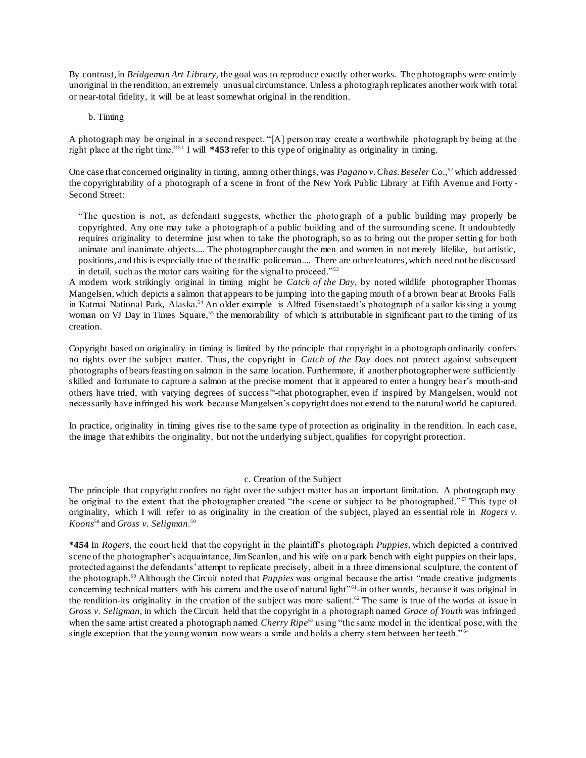By contrast, in *Bridgeman Art Library,* the goal was to reproduce exactly other works. The photographs were entirely unoriginal in the rendition, an extremely unusual circumstance. Unless a photograph replicates another work with total or near-total fidelity, it will be at least somewhat original in the rendition.

b. Timing

A photograph may be original in a second respect. "[A] person may create a worthwhile photograph by being at the right place at the right time."[51] I will **\*453** refer to this type of originality as originality in timing.

One case that concerned originality in timing, among other things, was *Pagano v. Chas. Beseler Co*.,[52] which addressed the copyrightability of a photograph of a scene in front of the New York Public Library at Fifth Avenue and Forty-Second Street:

> "The question is not, as defendant suggests, whether the photograph of a public building may properly be copyrighted. Any one may take a photograph of a public building and of the surrounding scene. It undoubtedly requires originality to determine just when to take the photograph, so as to bring out the proper setting for both animate and inanimate objects.... The photographer caught the men and women in not merely lifelike, but artistic, positions, and this is especially true of the traffic policeman.... There are other features, which need not be discussed in detail, such as the motor cars waiting for the signal to proceed."[53]

A modern work strikingly original in timing might be *Catch of the Day,* by noted wildlife photographer Thomas Mangelsen, which depicts a salmon that appears to be jumping into the gaping mouth of a brown bear at Brooks Falls in Katmai National Park, Alaska.[54] An older example is Alfred Eisenstaedt's photograph of a sailor kissing a young woman on VJ Day in Times Square,[55] the memorability of which is attributable in significant part to the timing of its creation.

Copyright based on originality in timing is limited by the principle that copyright in a photograph ordinarily confers no rights over the subject matter. Thus, the copyright in *Catch of the Day* does not protect against subsequent photographs of bears feasting on salmon in the same location. Furthermore, if another photographer were sufficiently skilled and fortunate to capture a salmon at the precise moment that it appeared to enter a hungry bear's mouth-and others have tried, with varying degrees of success[56]-that photographer, even if inspired by Mangelsen, would not necessarily have infringed his work because Mangelsen's copyright does not extend to the natural world he captured.

In practice, originality in timing gives rise to the same type of protection as originality in the rendition. In each case, the image that exhibits the originality, but not the underlying subject, qualifies for copyright protection.

c. Creation of the Subject

The principle that copyright confers no right over the subject matter has an important limitation. A photograph may be original to the extent that the photographer created "the scene or subject to be photographed."[57] This type of originality, which I will refer to as originality in the creation of the subject, played an essential role in *Rogers v. Koons*[58] and *Gross v. Seligman*.[59]

**\*454** In *Rogers,* the court held that the copyright in the plaintiff's photograph *Puppies,* which depicted a contrived scene of the photographer's acquaintance, Jim Scanlon, and his wife on a park bench with eight puppies on their laps, protected against the defendants' attempt to replicate precisely, albeit in a three dimensional sculpture, the content of the photograph.[60] Although the Circuit noted that *Puppies* was original because the artist "made creative judgments concerning technical matters with his camera and the use of natural light"[61]-in other words, because it was original in the rendition-its originality in the creation of the subject was more salient.[62] The same is true of the works at issue in *Gross v. Seligman,* in which the Circuit held that the copyright in a photograph named *Grace of Youth* was infringed when the same artist created a photograph named *Cherry Ripe*[63] using "the same model in the identical pose, with the single exception that the young woman now wears a smile and holds a cherry stem between her teeth."[64]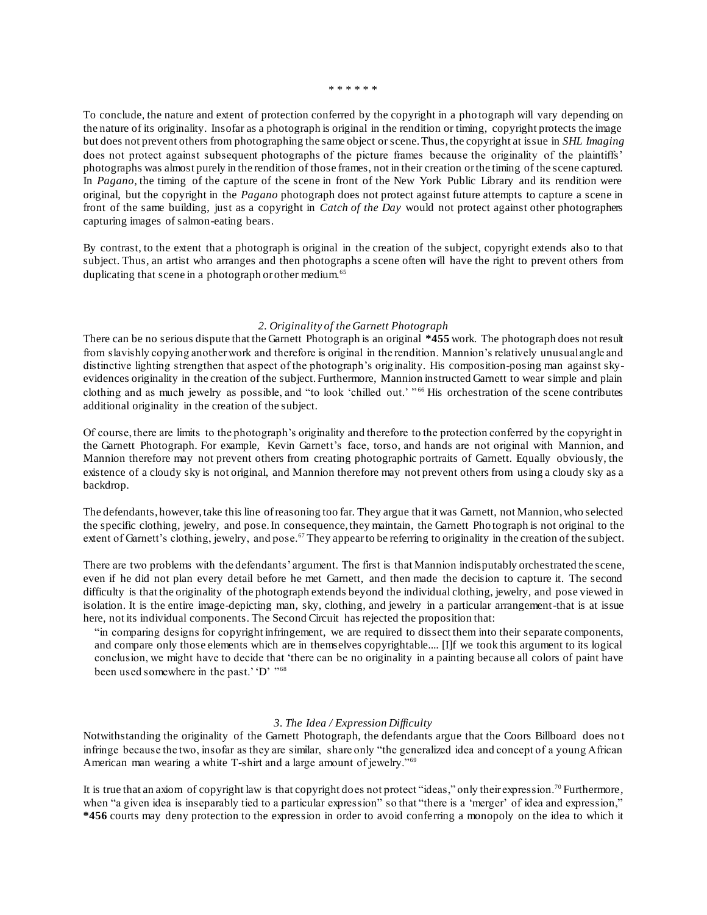\* \* \* \* \* \*

To conclude, the nature and extent of protection conferred by the copyright in a photograph will vary depending on the nature of its originality. Insofar as a photograph is original in the rendition or timing, copyright protects the image but does not prevent others from photographing the same object or scene. Thus, the copyright at issue in *SHL Imaging* does not protect against subsequent photographs of the picture frames because the originality of the plaintiffs' photographs was almost purely in the rendition of those frames, not in their creation or the timing of the scene captured. In *Pagano,* the timing of the capture of the scene in front of the New York Public Library and its rendition were original, but the copyright in the *Pagano* photograph does not protect against future attempts to capture a scene in front of the same building, just as a copyright in *Catch of the Day* would not protect against other photographers capturing images of salmon-eating bears.

By contrast, to the extent that a photograph is original in the creation of the subject, copyright extends also to that subject. Thus, an artist who arranges and then photographs a scene often will have the right to prevent others from duplicating that scene in a photograph or other medium.[65]

### *2. Originality of the Garnett Photograph*

There can be no serious dispute that the Garnett Photograph is an original **\*455** work. The photograph does not result from slavishly copying another work and therefore is original in the rendition. Mannion's relatively unusual angle and distinctive lighting strengthen that aspect of the photograph's originality. His composition-posing man against sky-evidences originality in the creation of the subject. Furthermore, Mannion instructed Garnett to wear simple and plain clothing and as much jewelry as possible, and "to look 'chilled out.' "[66] His orchestration of the scene contributes additional originality in the creation of the subject.

Of course, there are limits to the photograph's originality and therefore to the protection conferred by the copyright in the Garnett Photograph. For example, Kevin Garnett's face, torso, and hands are not original with Mannion, and Mannion therefore may not prevent others from creating photographic portraits of Garnett. Equally obviously, the existence of a cloudy sky is not original, and Mannion therefore may not prevent others from using a cloudy sky as a backdrop.

The defendants, however, take this line of reasoning too far. They argue that it was Garnett, not Mannion, who selected the specific clothing, jewelry, and pose. In consequence, they maintain, the Garnett Photograph is not original to the extent of Garnett's clothing, jewelry, and pose.[67] They appear to be referring to originality in the creation of the subject.

There are two problems with the defendants' argument. The first is that Mannion indisputably orchestrated the scene, even if he did not plan every detail before he met Garnett, and then made the decision to capture it. The second difficulty is that the originality of the photograph extends beyond the individual clothing, jewelry, and pose viewed in isolation. It is the entire image-depicting man, sky, clothing, and jewelry in a particular arrangement-that is at issue here, not its individual components. The Second Circuit has rejected the proposition that:

> "in comparing designs for copyright infringement, we are required to dissect them into their separate components, and compare only those elements which are in themselves copyrightable.... [I]f we took this argument to its logical conclusion, we might have to decide that 'there can be no originality in a painting because all colors of paint have been used somewhere in the past.' 'D' "[68]

### *3. The Idea / Expression Difficulty*

Notwithstanding the originality of the Garnett Photograph, the defendants argue that the Coors Billboard does not infringe because the two, insofar as they are similar, share only "the generalized idea and concept of a young African American man wearing a white T-shirt and a large amount of jewelry."[69]

It is true that an axiom of copyright law is that copyright does not protect "ideas," only their expression.[70] Furthermore, when "a given idea is inseparably tied to a particular expression" so that "there is a 'merger' of idea and expression," **\*456** courts may deny protection to the expression in order to avoid conferring a monopoly on the idea to which it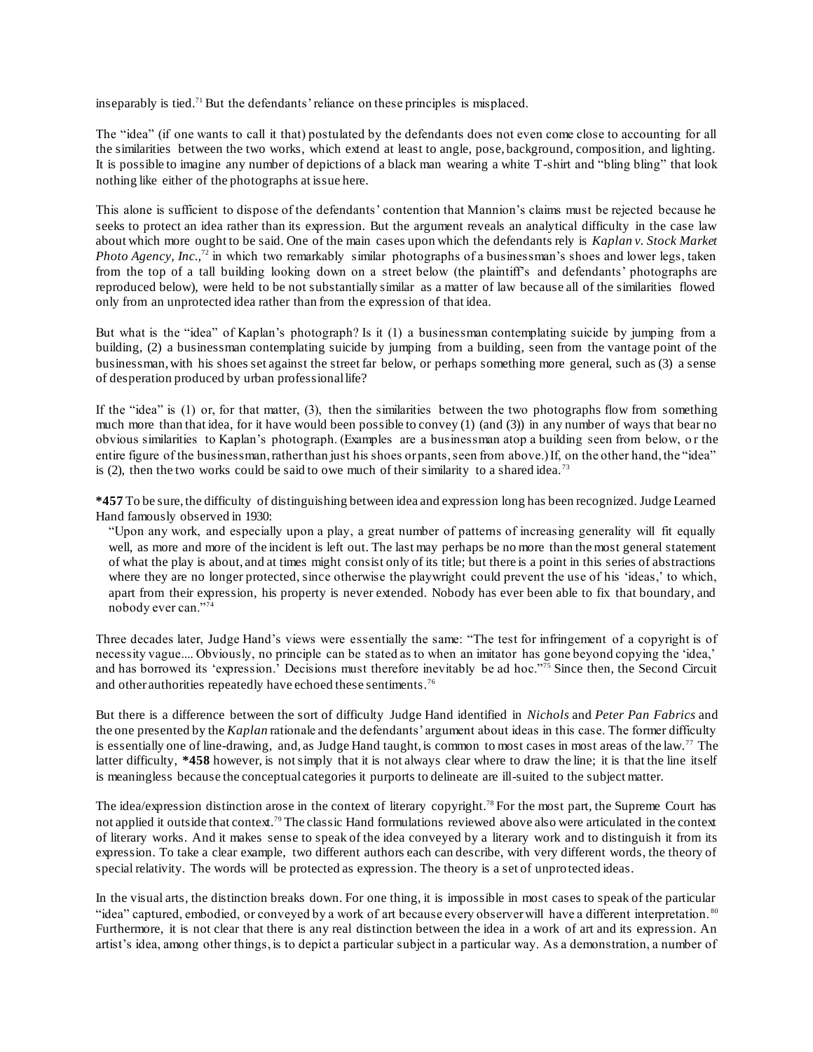inseparably is tied.[71] But the defendants' reliance on these principles is misplaced.

The "idea" (if one wants to call it that) postulated by the defendants does not even come close to accounting for all the similarities between the two works, which extend at least to angle, pose, background, composition, and lighting. It is possible to imagine any number of depictions of a black man wearing a white T-shirt and "bling bling" that look nothing like either of the photographs at issue here.

This alone is sufficient to dispose of the defendants' contention that Mannion's claims must be rejected because he seeks to protect an idea rather than its expression. But the argument reveals an analytical difficulty in the case law about which more ought to be said. One of the main cases upon which the defendants rely is *Kaplan v. Stock Market Photo Agency, Inc.*,[72] in which two remarkably similar photographs of a businessman's shoes and lower legs, taken from the top of a tall building looking down on a street below (the plaintiff's and defendants' photographs are reproduced below), were held to be not substantially similar as a matter of law because all of the similarities flowed only from an unprotected idea rather than from the expression of that idea.

But what is the "idea" of Kaplan's photograph? Is it (1) a businessman contemplating suicide by jumping from a building, (2) a businessman contemplating suicide by jumping from a building, seen from the vantage point of the businessman, with his shoes set against the street far below, or perhaps something more general, such as (3) a sense of desperation produced by urban professional life?

If the "idea" is (1) or, for that matter, (3), then the similarities between the two photographs flow from something much more than that idea, for it have would been possible to convey (1) (and (3)) in any number of ways that bear no obvious similarities to Kaplan's photograph. (Examples are a businessman atop a building seen from below, or the entire figure of the businessman, rather than just his shoes or pants, seen from above.) If, on the other hand, the "idea" is (2), then the two works could be said to owe much of their similarity to a shared idea.[73]

**\*457** To be sure, the difficulty of distinguishing between idea and expression long has been recognized. Judge Learned Hand famously observed in 1930:

> "Upon any work, and especially upon a play, a great number of patterns of increasing generality will fit equally well, as more and more of the incident is left out. The last may perhaps be no more than the most general statement of what the play is about, and at times might consist only of its title; but there is a point in this series of abstractions where they are no longer protected, since otherwise the playwright could prevent the use of his 'ideas,' to which, apart from their expression, his property is never extended. Nobody has ever been able to fix that boundary, and nobody ever can."[74]

Three decades later, Judge Hand's views were essentially the same: "The test for infringement of a copyright is of necessity vague.... Obviously, no principle can be stated as to when an imitator has gone beyond copying the 'idea,' and has borrowed its 'expression.' Decisions must therefore inevitably be ad hoc."[75] Since then, the Second Circuit and other authorities repeatedly have echoed these sentiments.[76]

But there is a difference between the sort of difficulty Judge Hand identified in *Nichols* and *Peter Pan Fabrics* and the one presented by the *Kaplan* rationale and the defendants' argument about ideas in this case. The former difficulty is essentially one of line-drawing, and, as Judge Hand taught, is common to most cases in most areas of the law.[77] The latter difficulty, **\*458** however, is not simply that it is not always clear where to draw the line; it is that the line itself is meaningless because the conceptual categories it purports to delineate are ill-suited to the subject matter.

The idea/expression distinction arose in the context of literary copyright.[78] For the most part, the Supreme Court has not applied it outside that context.[79] The classic Hand formulations reviewed above also were articulated in the context of literary works. And it makes sense to speak of the idea conveyed by a literary work and to distinguish it from its expression. To take a clear example, two different authors each can describe, with very different words, the theory of special relativity. The words will be protected as expression. The theory is a set of unprotected ideas.

In the visual arts, the distinction breaks down. For one thing, it is impossible in most cases to speak of the particular "idea" captured, embodied, or conveyed by a work of art because every observer will have a different interpretation.[80] Furthermore, it is not clear that there is any real distinction between the idea in a work of art and its expression. An artist's idea, among other things, is to depict a particular subject in a particular way. As a demonstration, a number of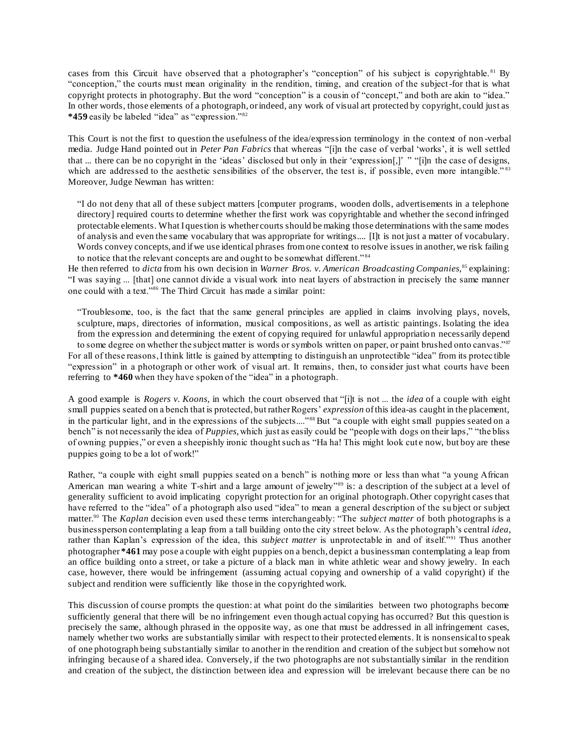cases from this Circuit have observed that a photographer's "conception" of his subject is copyrightable.[81] By "conception," the courts must mean originality in the rendition, timing, and creation of the subject-for that is what copyright protects in photography. But the word "conception" is a cousin of "concept," and both are akin to "idea." In other words, those elements of a photograph, or indeed, any work of visual art protected by copyright, could just as **\*459** easily be labeled "idea" as "expression."[82]

This Court is not the first to question the usefulness of the idea/expression terminology in the context of non-verbal media. Judge Hand pointed out in *Peter Pan Fabrics* that whereas "[i]n the case of verbal 'works', it is well settled that ... there can be no copyright in the 'ideas' disclosed but only in their 'expression[,]' " "[i]n the case of designs, which are addressed to the aesthetic sensibilities of the observer, the test is, if possible, even more intangible."[83] Moreover, Judge Newman has written:

> "I do not deny that all of these subject matters [computer programs, wooden dolls, advertisements in a telephone directory] required courts to determine whether the first work was copyrightable and whether the second infringed protectable elements. What I question is whether courts should be making those determinations with the same modes of analysis and even the same vocabulary that was appropriate for writings.... [I]t is not just a matter of vocabulary. Words convey concepts, and if we use identical phrases from one context to resolve issues in another, we risk failing to notice that the relevant concepts are and ought to be somewhat different."[84]

He then referred to *dicta* from his own decision in *Warner Bros. v. American Broadcasting Companies,*[85] explaining: "I was saying ... [that] one cannot divide a visual work into neat layers of abstraction in precisely the same manner one could with a text."[86] The Third Circuit has made a similar point:

> "Troublesome, too, is the fact that the same general principles are applied in claims involving plays, novels, sculpture, maps, directories of information, musical compositions, as well as artistic paintings. Isolating the idea from the expression and determining the extent of copying required for unlawful appropriation necessarily depend to some degree on whether the subject matter is words or symbols written on paper, or paint brushed onto canvas."[87]

For all of these reasons, I think little is gained by attempting to distinguish an unprotectible "idea" from its protectible "expression" in a photograph or other work of visual art. It remains, then, to consider just what courts have been referring to **\*460** when they have spoken of the "idea" in a photograph.

A good example is *Rogers v. Koons,* in which the court observed that "[i]t is not ... the *idea* of a couple with eight small puppies seated on a bench that is protected, but rather Rogers' *expression* of this idea-as caught in the placement, in the particular light, and in the expressions of the subjects...."[88] But "a couple with eight small puppies seated on a bench" is not necessarily the idea of *Puppies,* which just as easily could be "people with dogs on their laps," "the bliss of owning puppies," or even a sheepishly ironic thought such as "Ha ha! This might look cute now, but boy are these puppies going to be a lot of work!"

Rather, "a couple with eight small puppies seated on a bench" is nothing more or less than what "a young African American man wearing a white T-shirt and a large amount of jewelry"[89] is: a description of the subject at a level of generality sufficient to avoid implicating copyright protection for an original photograph. Other copyright cases that have referred to the "idea" of a photograph also used "idea" to mean a general description of the subject or subject matter.[90] The *Kaplan* decision even used these terms interchangeably: "The *subject matter* of both photographs is a businessperson contemplating a leap from a tall building onto the city street below. As the photograph's central *idea,* rather than Kaplan's expression of the idea, this *subject matter* is unprotectable in and of itself."[91] Thus another photographer **\*461** may pose a couple with eight puppies on a bench, depict a businessman contemplating a leap from an office building onto a street, or take a picture of a black man in white athletic wear and showy jewelry. In each case, however, there would be infringement (assuming actual copying and ownership of a valid copyright) if the subject and rendition were sufficiently like those in the copyrighted work.

This discussion of course prompts the question: at what point do the similarities between two photographs become sufficiently general that there will be no infringement even though actual copying has occurred? But this question is precisely the same, although phrased in the opposite way, as one that must be addressed in all infringement cases, namely whether two works are substantially similar with respect to their protected elements. It is nonsensical to speak of one photograph being substantially similar to another in the rendition and creation of the subject but somehow not infringing because of a shared idea. Conversely, if the two photographs are not substantially similar in the rendition and creation of the subject, the distinction between idea and expression will be irrelevant because there can be no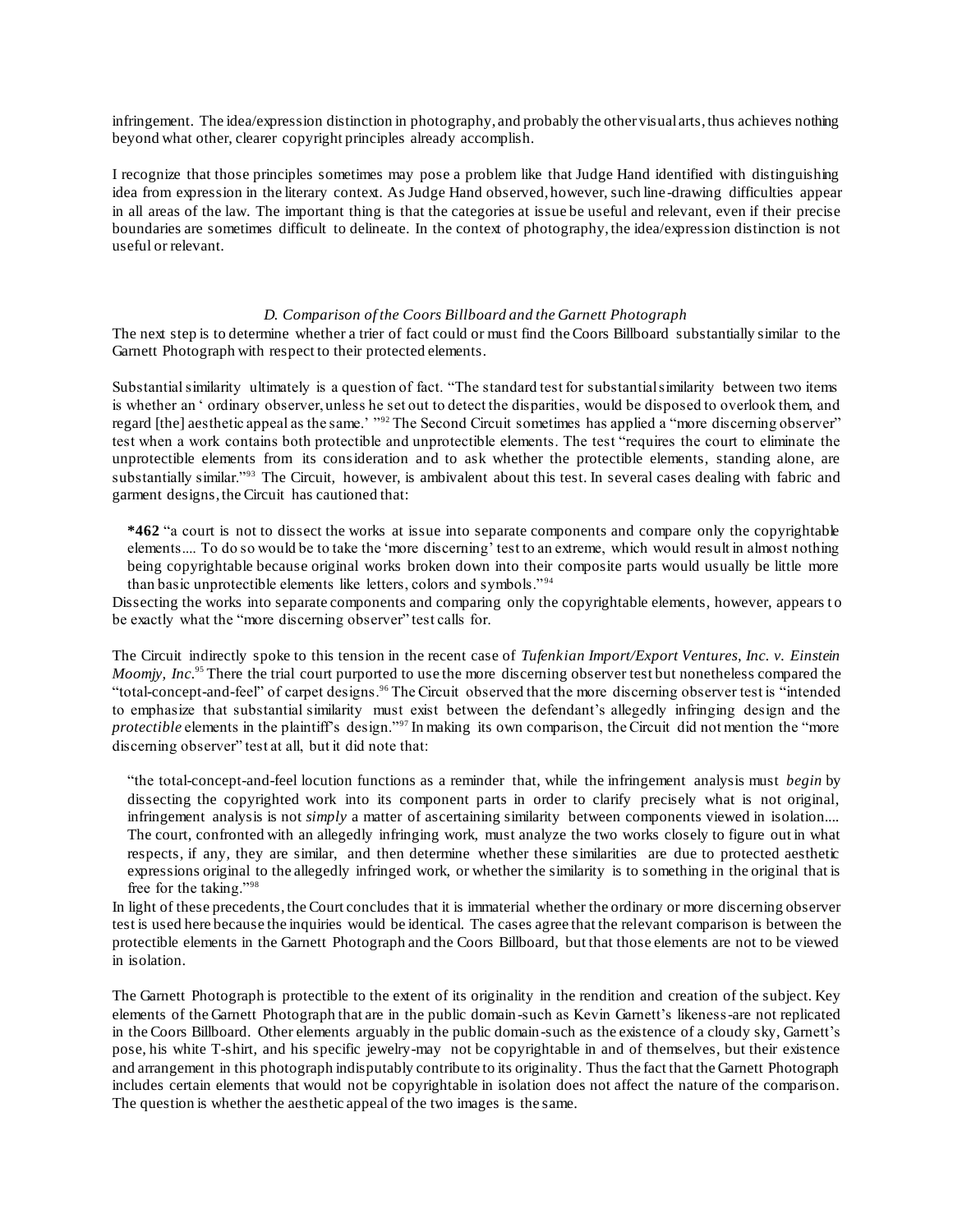infringement. The idea/expression distinction in photography, and probably the other visual arts, thus achieves nothing beyond what other, clearer copyright principles already accomplish.

I recognize that those principles sometimes may pose a problem like that Judge Hand identified with distinguishing idea from expression in the literary context. As Judge Hand observed, however, such line-drawing difficulties appear in all areas of the law. The important thing is that the categories at issue be useful and relevant, even if their precise boundaries are sometimes difficult to delineate. In the context of photography, the idea/expression distinction is not useful or relevant.

### *D. Comparison of the Coors Billboard and the Garnett Photograph*

The next step is to determine whether a trier of fact could or must find the Coors Billboard substantially similar to the Garnett Photograph with respect to their protected elements.

Substantial similarity ultimately is a question of fact. "The standard test for substantial similarity between two items is whether an ' ordinary observer, unless he set out to detect the disparities, would be disposed to overlook them, and regard [the] aesthetic appeal as the same.' "[92] The Second Circuit sometimes has applied a "more discerning observer" test when a work contains both protectible and unprotectible elements. The test "requires the court to eliminate the unprotectible elements from its consideration and to ask whether the protectible elements, standing alone, are substantially similar."[93] The Circuit, however, is ambivalent about this test. In several cases dealing with fabric and garment designs, the Circuit has cautioned that:

> **\*462** "a court is not to dissect the works at issue into separate components and compare only the copyrightable elements.... To do so would be to take the 'more discerning' test to an extreme, which would result in almost nothing being copyrightable because original works broken down into their composite parts would usually be little more than basic unprotectible elements like letters, colors and symbols."[94]

Dissecting the works into separate components and comparing only the copyrightable elements, however, appears to be exactly what the "more discerning observer" test calls for.

The Circuit indirectly spoke to this tension in the recent case of *Tufenkian Import/Export Ventures, Inc. v. Einstein Moomjy, Inc.*[95] There the trial court purported to use the more discerning observer test but nonetheless compared the "total-concept-and-feel" of carpet designs.[96] The Circuit observed that the more discerning observer test is "intended to emphasize that substantial similarity must exist between the defendant's allegedly infringing design and the *protectible* elements in the plaintiff's design."[97] In making its own comparison, the Circuit did not mention the "more discerning observer" test at all, but it did note that:

> "the total-concept-and-feel locution functions as a reminder that, while the infringement analysis must *begin* by dissecting the copyrighted work into its component parts in order to clarify precisely what is not original, infringement analysis is not *simply* a matter of ascertaining similarity between components viewed in isolation.... The court, confronted with an allegedly infringing work, must analyze the two works closely to figure out in what respects, if any, they are similar, and then determine whether these similarities are due to protected aesthetic expressions original to the allegedly infringed work, or whether the similarity is to something in the original that is free for the taking."[98]

In light of these precedents, the Court concludes that it is immaterial whether the ordinary or more discerning observer test is used here because the inquiries would be identical. The cases agree that the relevant comparison is between the protectible elements in the Garnett Photograph and the Coors Billboard, but that those elements are not to be viewed in isolation.

The Garnett Photograph is protectible to the extent of its originality in the rendition and creation of the subject. Key elements of the Garnett Photograph that are in the public domain-such as Kevin Garnett's likeness-are not replicated in the Coors Billboard. Other elements arguably in the public domain-such as the existence of a cloudy sky, Garnett's pose, his white T-shirt, and his specific jewelry-may not be copyrightable in and of themselves, but their existence and arrangement in this photograph indisputably contribute to its originality. Thus the fact that the Garnett Photograph includes certain elements that would not be copyrightable in isolation does not affect the nature of the comparison. The question is whether the aesthetic appeal of the two images is the same.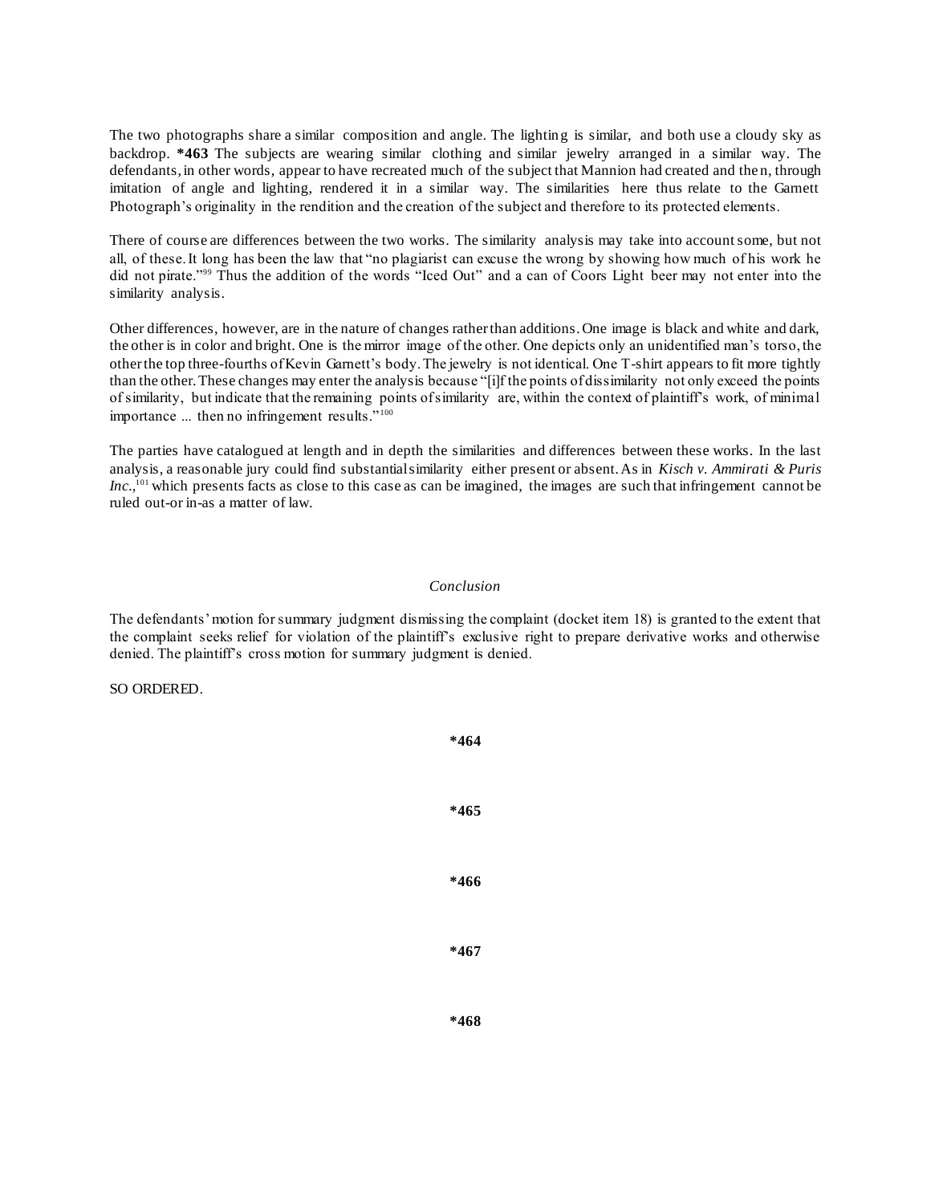The two photographs share a similar composition and angle. The lighting is similar, and both use a cloudy sky as backdrop. **\*463** The subjects are wearing similar clothing and similar jewelry arranged in a similar way. The defendants, in other words, appear to have recreated much of the subject that Mannion had created and then, through imitation of angle and lighting, rendered it in a similar way. The similarities here thus relate to the Garnett Photograph's originality in the rendition and the creation of the subject and therefore to its protected elements.

There of course are differences between the two works. The similarity analysis may take into account some, but not all, of these. It long has been the law that "no plagiarist can excuse the wrong by showing how much of his work he did not pirate."[99] Thus the addition of the words "Iced Out" and a can of Coors Light beer may not enter into the similarity analysis.

Other differences, however, are in the nature of changes rather than additions. One image is black and white and dark, the other is in color and bright. One is the mirror image of the other. One depicts only an unidentified man's torso, the other the top three-fourths of Kevin Garnett's body. The jewelry is not identical. One T-shirt appears to fit more tightly than the other. These changes may enter the analysis because "[i]f the points of dissimilarity not only exceed the points of similarity, but indicate that the remaining points of similarity are, within the context of plaintiff's work, of minimal importance ... then no infringement results."[100]

The parties have catalogued at length and in depth the similarities and differences between these works. In the last analysis, a reasonable jury could find substantial similarity either present or absent. As in *Kisch v. Ammirati & Puris Inc.*,[101] which presents facts as close to this case as can be imagined, the images are such that infringement cannot be ruled out-or in-as a matter of law.

*Conclusion*

The defendants' motion for summary judgment dismissing the complaint (docket item 18) is granted to the extent that the complaint seeks relief for violation of the plaintiff's exclusive right to prepare derivative works and otherwise denied. The plaintiff's cross motion for summary judgment is denied.

SO ORDERED.

**\*464**

**\*465**

**\*466**

**\*467**

**\*468**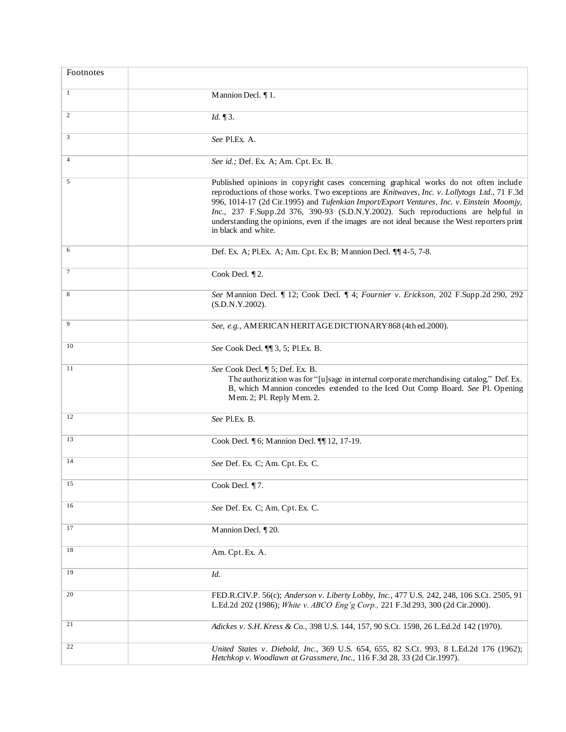| Footnotes | |
|---|---|
| 1 | Mannion Decl. ¶ 1. |
| 2 | *Id.* ¶ 3. |
| 3 | *See* Pl.Ex. A. |
| 4 | *See id.;* Def. Ex. A; Am. Cpt. Ex. B. |
| 5 | Published opinions in copyright cases concerning graphical works do not often include reproductions of those works. Two exceptions are *Knitwaves, Inc. v. Lollytogs Ltd.,* 71 F.3d 996, 1014-17 (2d Cir.1995) and *Tufenkian Import/Export Ventures, Inc. v. Einstein Moomjy, Inc.,* 237 F.Supp.2d 376, 390-93 (S.D.N.Y.2002). Such reproductions are helpful in understanding the opinions, even if the images are not ideal because the West reporters print in black and white. |
| 6 | Def. Ex. A; Pl.Ex. A; Am. Cpt. Ex. B; Mannion Decl. ¶¶ 4-5, 7-8. |
| 7 | Cook Decl. ¶ 2. |
| 8 | *See* Mannion Decl. ¶ 12; Cook Decl. ¶ 4; *Fournier v. Erickson,* 202 F.Supp.2d 290, 292 (S.D.N.Y.2002). |
| 9 | *See, e.g.,* AMERICAN HERITAGE DICTIONARY 868 (4th ed.2000). |
| 10 | *See* Cook Decl. ¶¶ 3, 5; Pl.Ex. B. |
| 11 | *See* Cook Decl. ¶ 5; Def. Ex. B. The authorization was for "[u]sage in internal corporate merchandising catalog," Def. Ex. B, which Mannion concedes extended to the Iced Out Comp Board. *See* Pl. Opening Mem. 2; Pl. Reply Mem. 2. |
| 12 | *See* Pl.Ex. B. |
| 13 | Cook Decl. ¶ 6; Mannion Decl. ¶¶ 12, 17-19. |
| 14 | *See* Def. Ex. C; Am. Cpt. Ex. C. |
| 15 | Cook Decl. ¶ 7. |
| 16 | *See* Def. Ex. C; Am. Cpt. Ex. C. |
| 17 | Mannion Decl. ¶ 20. |
| 18 | Am. Cpt. Ex. A. |
| 19 | *Id.* |
| 20 | FED.R.CIV.P. 56(c); *Anderson v. Liberty Lobby, Inc.,* 477 U.S. 242, 248, 106 S.Ct. 2505, 91 L.Ed.2d 202 (1986); *White v. ABCO Eng'g Corp.,* 221 F.3d 293, 300 (2d Cir.2000). |
| 21 | *Adickes v. S.H. Kress & Co.,* 398 U.S. 144, 157, 90 S.Ct. 1598, 26 L.Ed.2d 142 (1970). |
| 22 | *United States v. Diebold, Inc.,* 369 U.S. 654, 655, 82 S.Ct. 993, 8 L.Ed.2d 176 (1962); *Hetchkop v. Woodlawn at Grassmere, Inc.,* 116 F.3d 28, 33 (2d Cir.1997). |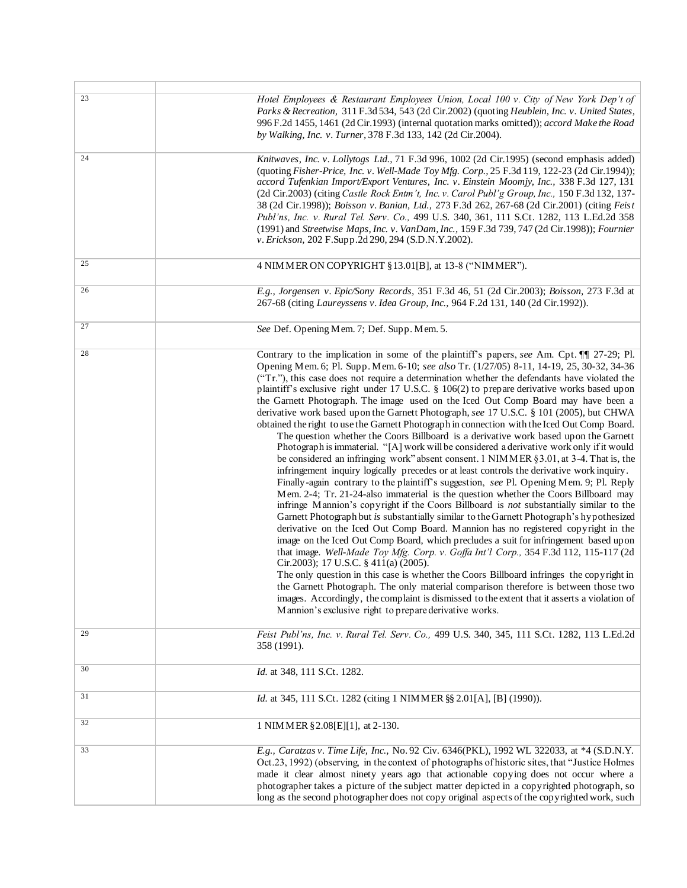| | |
|---|---|
| 23 | *Hotel Employees & Restaurant Employees Union, Local 100 v. City of New York Dep't of Parks & Recreation,* 311 F.3d 534, 543 (2d Cir.2002) (quoting *Heublein, Inc. v. United States,* 996 F.2d 1455, 1461 (2d Cir.1993) (internal quotation marks omitted)); *accord Make the Road by Walking, Inc. v. Turner,* 378 F.3d 133, 142 (2d Cir.2004). |
| 24 | *Knitwaves, Inc. v. Lollytogs Ltd.,* 71 F.3d 996, 1002 (2d Cir.1995) (second emphasis added) (quoting *Fisher-Price, Inc. v. Well-Made Toy Mfg. Corp.,* 25 F.3d 119, 122-23 (2d Cir.1994)); *accord Tufenkian Import/Export Ventures, Inc. v. Einstein Moomjy, Inc.,* 338 F.3d 127, 131 (2d Cir.2003) (citing *Castle Rock Entm't, Inc. v. Carol Publ'g Group, Inc.,* 150 F.3d 132, 137-38 (2d Cir.1998)); *Boisson v. Banian, Ltd.,* 273 F.3d 262, 267-68 (2d Cir.2001) (citing *Feist Publ'ns, Inc. v. Rural Tel. Serv. Co.,* 499 U.S. 340, 361, 111 S.Ct. 1282, 113 L.Ed.2d 358 (1991) and *Streetwise Maps, Inc. v. VanDam, Inc.,* 159 F.3d 739, 747 (2d Cir.1998)); *Fournier v. Erickson,* 202 F.Supp.2d 290, 294 (S.D.N.Y.2002). |
| 25 | 4 NIMMER ON COPYRIGHT § 13.01[B], at 13-8 ("NIMMER"). |
| 26 | *E.g., Jorgensen v. Epic/Sony Records,* 351 F.3d 46, 51 (2d Cir.2003); *Boisson,* 273 F.3d at 267-68 (citing *Laureyssens v. Idea Group, Inc.,* 964 F.2d 131, 140 (2d Cir.1992)). |
| 27 | *See* Def. Opening Mem. 7; Def. Supp. Mem. 5. |
| 28 | Contrary to the implication in some of the plaintiff's papers, *see* Am. Cpt. ¶¶ 27-29; Pl. Opening Mem. 6; Pl. Supp. Mem. 6-10; *see also* Tr. (1/27/05) 8-11, 14-19, 25, 30-32, 34-36 ("Tr."), this case does not require a determination whether the defendants have violated the plaintiff's exclusive right under 17 U.S.C. § 106(2) to prepare derivative works based upon the Garnett Photograph. The image used on the Iced Out Comp Board may have been a derivative work based upon the Garnett Photograph, *see* 17 U.S.C. § 101 (2005), but CHWA obtained the right to use the Garnett Photograph in connection with the Iced Out Comp Board. The question whether the Coors Billboard is a derivative work based upon the Garnett Photograph is immaterial. "[A] work will be considered a derivative work only if it would be considered an infringing work" absent consent. 1 NIMMER § 3.01, at 3-4. That is, the infringement inquiry logically precedes or at least controls the derivative work inquiry. Finally-again contrary to the plaintiff's suggestion, *see* Pl. Opening Mem. 9; Pl. Reply Mem. 2-4; Tr. 21-24-also immaterial is the question whether the Coors Billboard may infringe Mannion's copyright if the Coors Billboard is *not* substantially similar to the Garnett Photograph but *is* substantially similar to the Garnett Photograph's hypothesized derivative on the Iced Out Comp Board. Mannion has no registered copyright in the image on the Iced Out Comp Board, which precludes a suit for infringement based upon that image. *Well-Made Toy Mfg. Corp. v. Goffa Int'l Corp.,* 354 F.3d 112, 115-117 (2d Cir.2003); 17 U.S.C. § 411(a) (2005). The only question in this case is whether the Coors Billboard infringes the copyright in the Garnett Photograph. The only material comparison therefore is between those two images. Accordingly, the complaint is dismissed to the extent that it asserts a violation of Mannion's exclusive right to prepare derivative works. |
| 29 | *Feist Publ'ns, Inc. v. Rural Tel. Serv. Co.,* 499 U.S. 340, 345, 111 S.Ct. 1282, 113 L.Ed.2d 358 (1991). |
| 30 | *Id.* at 348, 111 S.Ct. 1282. |
| 31 | *Id.* at 345, 111 S.Ct. 1282 (citing 1 NIMMER §§ 2.01[A], [B] (1990)). |
| 32 | 1 NIMMER § 2.08[E][1], at 2-130. |
| 33 | *E.g., Caratzas v. Time Life, Inc.,* No. 92 Civ. 6346(PKL), 1992 WL 322033, at *4 (S.D.N.Y. Oct.23, 1992) (observing, in the context of photographs of historic sites, that "Justice Holmes made it clear almost ninety years ago that actionable copying does not occur where a photographer takes a picture of the subject matter depicted in a copyrighted photograph, so long as the second photographer does not copy original aspects of the copyrighted work, such |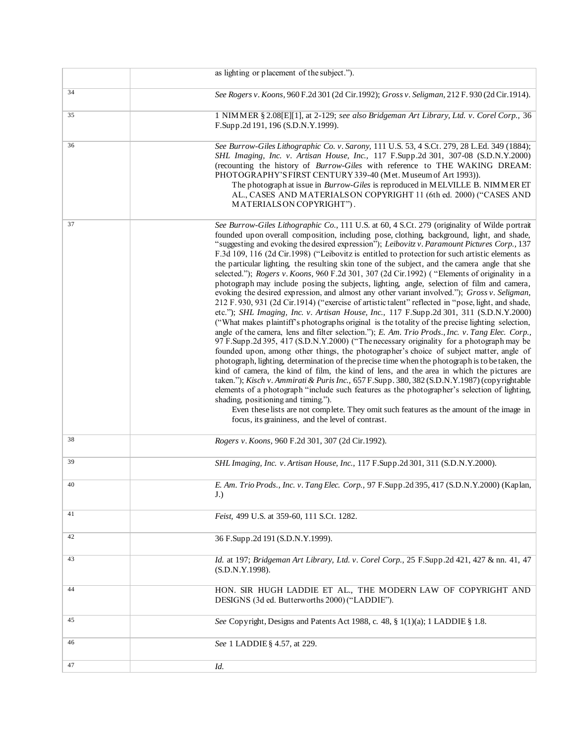| | |
|---|---|
| | as lighting or placement of the subject."). |
| 34 | *See Rogers v. Koons,* 960 F.2d 301 (2d Cir.1992); *Gross v. Seligman,* 212 F. 930 (2d Cir.1914). |
| 35 | 1 NIMMER § 2.08[E][1], at 2-129; *see also Bridgeman Art Library, Ltd. v. Corel Corp.,* 36 F.Supp.2d 191, 196 (S.D.N.Y.1999). |
| 36 | *See Burrow-Giles Lithographic Co. v. Sarony,* 111 U.S. 53, 4 S.Ct. 279, 28 L.Ed. 349 (1884); *SHL Imaging, Inc. v. Artisan House, Inc.,* 117 F.Supp.2d 301, 307-08 (S.D.N.Y.2000) (recounting the history of *Burrow-Giles* with reference to THE WAKING DREAM: PHOTOGRAPHY'S FIRST CENTURY 339-40 (Met. Museum of Art 1993)).<br>The photograph at issue in *Burrow-Giles* is reproduced in MELVILLE B. NIMMER ET AL., CASES AND MATERIALS ON COPYRIGHT 11 (6th ed. 2000) ("CASES AND MATERIALS ON COPYRIGHT"). |
| 37 | *See Burrow-Giles Lithographic Co.,* 111 U.S. at 60, 4 S.Ct. 279 (originality of Wilde portrait founded upon overall composition, including pose, clothing, background, light, and shade, "suggesting and evoking the desired expression"); *Leibovitz v. Paramount Pictures Corp.,* 137 F.3d 109, 116 (2d Cir.1998) ("Leibovitz is entitled to protection for such artistic elements as the particular lighting, the resulting skin tone of the subject, and the camera angle that she selected."); *Rogers v. Koons,* 960 F.2d 301, 307 (2d Cir.1992) ("Elements of originality in a photograph may include posing the subjects, lighting, angle, selection of film and camera, evoking the desired expression, and almost any other variant involved."); *Gross v. Seligman,* 212 F. 930, 931 (2d Cir.1914) ("exercise of artistic talent" reflected in "pose, light, and shade, etc."); *SHL Imaging, Inc. v. Artisan House, Inc.,* 117 F.Supp.2d 301, 311 (S.D.N.Y.2000) ("What makes plaintiff's photographs original is the totality of the precise lighting selection, angle of the camera, lens and filter selection."); *E. Am. Trio Prods., Inc. v. Tang Elec. Corp.,* 97 F.Supp.2d 395, 417 (S.D.N.Y.2000) ("The necessary originality for a photograph may be founded upon, among other things, the photographer's choice of subject matter, angle of photograph, lighting, determination of the precise time when the photograph is to be taken, the kind of camera, the kind of film, the kind of lens, and the area in which the pictures are taken."); *Kisch v. Ammirati & Puris Inc.,* 657 F.Supp. 380, 382 (S.D.N.Y.1987) (copyrightable elements of a photograph "include such features as the photographer's selection of lighting, shading, positioning and timing.").<br>Even these lists are not complete. They omit such features as the amount of the image in focus, its graininess, and the level of contrast. |
| 38 | *Rogers v. Koons,* 960 F.2d 301, 307 (2d Cir.1992). |
| 39 | *SHL Imaging, Inc. v. Artisan House, Inc.,* 117 F.Supp.2d 301, 311 (S.D.N.Y.2000). |
| 40 | *E. Am. Trio Prods., Inc. v. Tang Elec. Corp.,* 97 F.Supp.2d 395, 417 (S.D.N.Y.2000) (Kaplan, J.) |
| 41 | *Feist,* 499 U.S. at 359-60, 111 S.Ct. 1282. |
| 42 | 36 F.Supp.2d 191 (S.D.N.Y.1999). |
| 43 | *Id.* at 197; *Bridgeman Art Library, Ltd. v. Corel Corp.,* 25 F.Supp.2d 421, 427 & nn. 41, 47 (S.D.N.Y.1998). |
| 44 | HON. SIR HUGH LADDIE ET AL., THE MODERN LAW OF COPYRIGHT AND DESIGNS (3d ed. Butterworths 2000) ("LADDIE"). |
| 45 | *See* Copyright, Designs and Patents Act 1988, c. 48, § 1(1)(a); 1 LADDIE § 1.8. |
| 46 | *See* 1 LADDIE § 4.57, at 229. |
| 47 | *Id.* |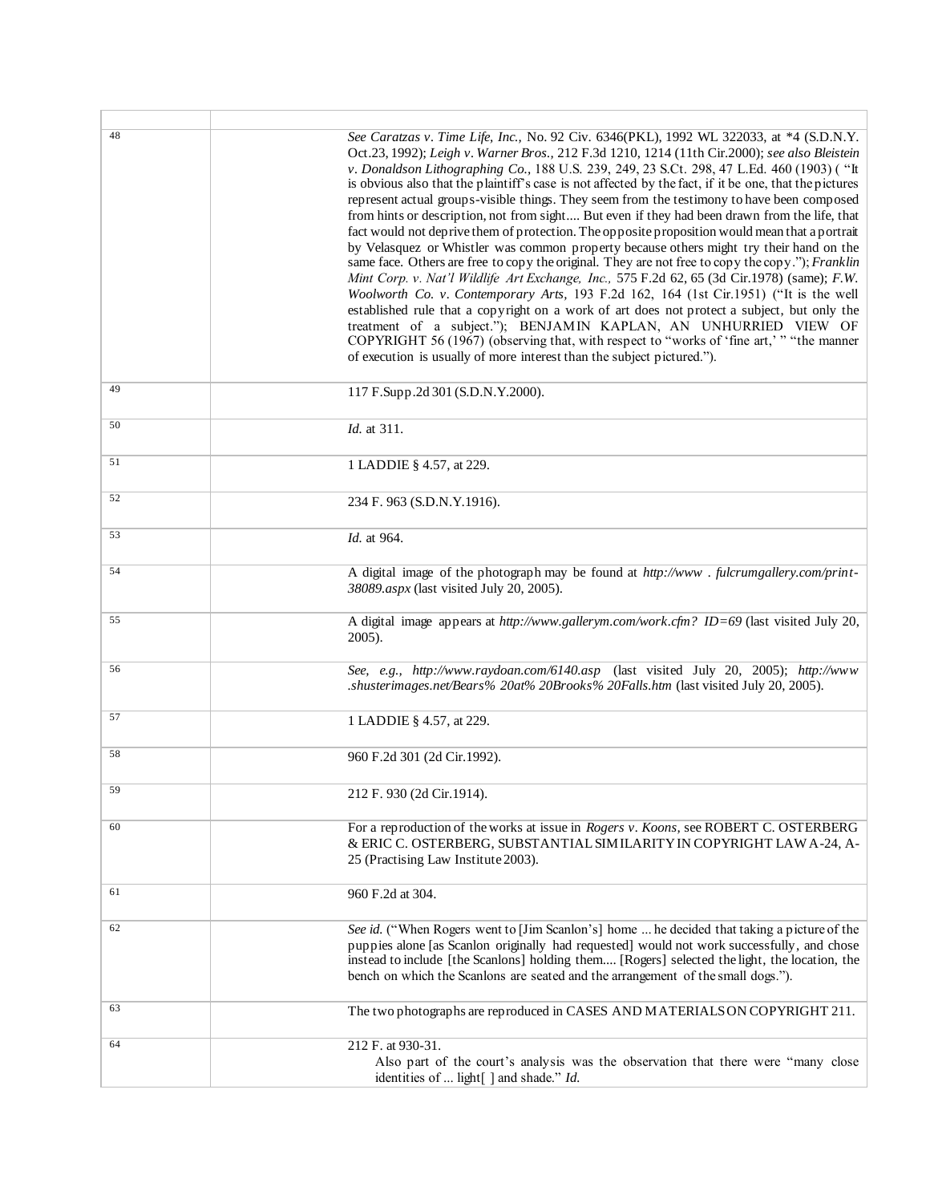| | |
|---|---|
| 48 | *See Caratzas v. Time Life, Inc.,* No. 92 Civ. 6346(PKL), 1992 WL 322033, at *4 (S.D.N.Y. Oct.23, 1992); *Leigh v. Warner Bros.,* 212 F.3d 1210, 1214 (11th Cir.2000); *see also Bleistein v. Donaldson Lithographing Co.,* 188 U.S. 239, 249, 23 S.Ct. 298, 47 L.Ed. 460 (1903) ( "It is obvious also that the plaintiff's case is not affected by the fact, if it be one, that the pictures represent actual groups-visible things. They seem from the testimony to have been composed from hints or description, not from sight.... But even if they had been drawn from the life, that fact would not deprive them of protection. The opposite proposition would mean that a portrait by Velasquez or Whistler was common property because others might try their hand on the same face. Others are free to copy the original. They are not free to copy the copy."); *Franklin Mint Corp. v. Nat'l Wildlife Art Exchange, Inc.,* 575 F.2d 62, 65 (3d Cir.1978) (same); *F.W. Woolworth Co. v. Contemporary Arts,* 193 F.2d 162, 164 (1st Cir.1951) ("It is the well established rule that a copyright on a work of art does not protect a subject, but only the treatment of a subject."); BENJAMIN KAPLAN, AN UNHURRIED VIEW OF COPYRIGHT 56 (1967) (observing that, with respect to "works of 'fine art,' " "the manner of execution is usually of more interest than the subject pictured."). |
| 49 | 117 F.Supp.2d 301 (S.D.N.Y.2000). |
| 50 | *Id.* at 311. |
| 51 | 1 LADDIE § 4.57, at 229. |
| 52 | 234 F. 963 (S.D.N.Y.1916). |
| 53 | *Id.* at 964. |
| 54 | A digital image of the photograph may be found at *http://www . fulcrumgallery.com/print-38089.aspx* (last visited July 20, 2005). |
| 55 | A digital image appears at *http://www.gallerym.com/work.cfm? ID=69* (last visited July 20, 2005). |
| 56 | *See, e.g., http://www.raydoan.com/6140.asp* (last visited July 20, 2005); *http://www .shusterimages.net/Bears% 20at% 20Brooks% 20Falls.htm* (last visited July 20, 2005). |
| 57 | 1 LADDIE § 4.57, at 229. |
| 58 | 960 F.2d 301 (2d Cir.1992). |
| 59 | 212 F. 930 (2d Cir.1914). |
| 60 | For a reproduction of the works at issue in *Rogers v. Koons,* see ROBERT C. OSTERBERG & ERIC C. OSTERBERG, SUBSTANTIAL SIMILARITY IN COPYRIGHT LAW A-24, A-25 (Practising Law Institute 2003). |
| 61 | 960 F.2d at 304. |
| 62 | *See id.* ("When Rogers went to [Jim Scanlon's] home ... he decided that taking a picture of the puppies alone [as Scanlon originally had requested] would not work successfully, and chose instead to include [the Scanlons] holding them.... [Rogers] selected the light, the location, the bench on which the Scanlons are seated and the arrangement of the small dogs."). |
| 63 | The two photographs are reproduced in CASES AND MATERIALS ON COPYRIGHT 211. |
| 64 | 212 F. at 930-31.<br>Also part of the court's analysis was the observation that there were "many close identities of ... light[ ] and shade." *Id.* |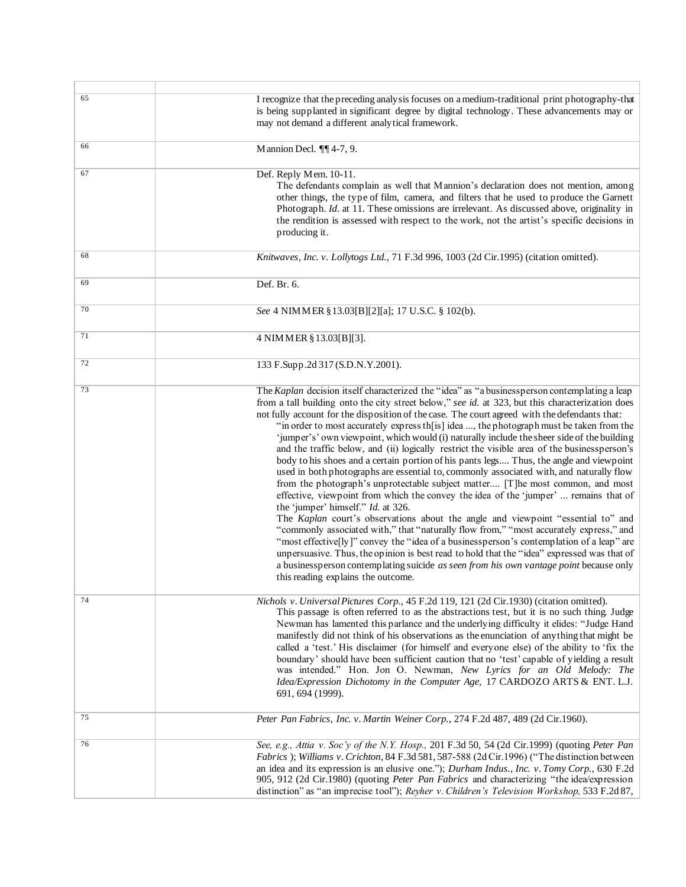| | |
|---|---|
| 65 | I recognize that the preceding analysis focuses on a medium-traditional print photography-that is being supplanted in significant degree by digital technology. These advancements may or may not demand a different analytical framework. |
| 66 | Mannion Decl. ¶¶ 4-7, 9. |
| 67 | Def. Reply Mem. 10-11.<br>The defendants complain as well that Mannion's declaration does not mention, among other things, the type of film, camera, and filters that he used to produce the Garnett Photograph. *Id.* at 11. These omissions are irrelevant. As discussed above, originality in the rendition is assessed with respect to the work, not the artist's specific decisions in producing it. |
| 68 | *Knitwaves, Inc. v. Lollytogs Ltd.,* 71 F.3d 996, 1003 (2d Cir.1995) (citation omitted). |
| 69 | Def. Br. 6. |
| 70 | *See* 4 NIMMER § 13.03[B][2][a]; 17 U.S.C. § 102(b). |
| 71 | 4 NIMMER § 13.03[B][3]. |
| 72 | 133 F.Supp.2d 317 (S.D.N.Y.2001). |
| 73 | The *Kaplan* decision itself characterized the "idea" as "a businessperson contemplating a leap from a tall building onto the city street below," *see id.* at 323, but this characterization does not fully account for the disposition of the case. The court agreed with the defendants that:<br>"in order to most accurately express th[is] idea ..., the photograph must be taken from the 'jumper's' own viewpoint, which would (i) naturally include the sheer side of the building and the traffic below, and (ii) logically restrict the visible area of the businessperson's body to his shoes and a certain portion of his pants legs.... Thus, the angle and viewpoint used in both photographs are essential to, commonly associated with, and naturally flow from the photograph's unprotectable subject matter.... [T]he most common, and most effective, viewpoint from which the convey the idea of the 'jumper' ... remains that of the 'jumper' himself." *Id.* at 326.<br>The *Kaplan* court's observations about the angle and viewpoint "essential to" and "commonly associated with," that "naturally flow from," "most accurately express," and "most effective[ly]" convey the "idea of a businessperson's contemplation of a leap" are unpersuasive. Thus, the opinion is best read to hold that the "idea" expressed was that of a businessperson contemplating suicide *as seen from his own vantage point* because only this reading explains the outcome. |
| 74 | *Nichols v. Universal Pictures Corp.,* 45 F.2d 119, 121 (2d Cir.1930) (citation omitted).<br>This passage is often referred to as the abstractions test, but it is no such thing. Judge Newman has lamented this parlance and the underlying difficulty it elides: "Judge Hand manifestly did not think of his observations as the enunciation of anything that might be called a 'test.' His disclaimer (for himself and everyone else) of the ability to 'fix the boundary' should have been sufficient caution that no 'test' capable of yielding a result was intended." Hon. Jon O. Newman, *New Lyrics for an Old Melody: The Idea/Expression Dichotomy in the Computer Age,* 17 CARDOZO ARTS & ENT. L.J. 691, 694 (1999). |
| 75 | *Peter Pan Fabrics, Inc. v. Martin Weiner Corp.,* 274 F.2d 487, 489 (2d Cir.1960). |
| 76 | *See, e.g., Attia v. Soc'y of the N.Y. Hosp.,* 201 F.3d 50, 54 (2d Cir.1999) (quoting *Peter Pan Fabrics* ); *Williams v. Crichton,* 84 F.3d 581, 587-588 (2d Cir.1996) ("The distinction between an idea and its expression is an elusive one."); *Durham Indus., Inc. v. Tomy Corp.,* 630 F.2d 905, 912 (2d Cir.1980) (quoting *Peter Pan Fabrics* and characterizing "the idea/expression distinction" as "an imprecise tool"); *Reyher v. Children's Television Workshop,* 533 F.2d 87, |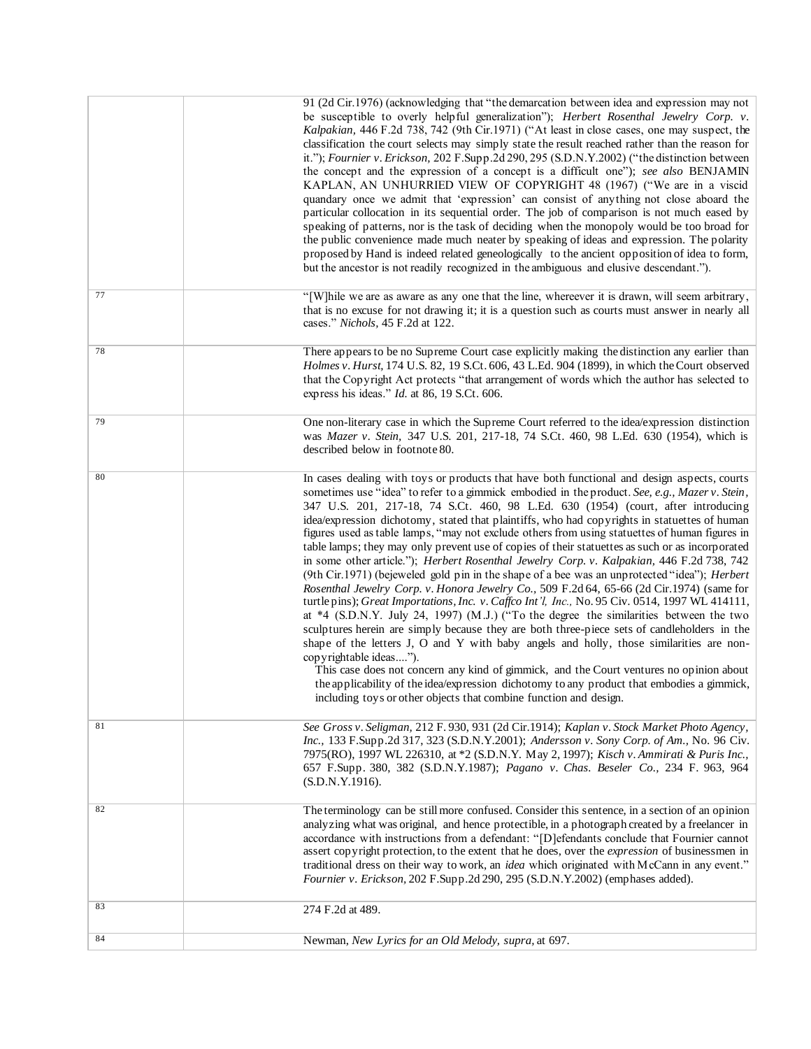| | | |
|---|---|---|
| | | 91 (2d Cir.1976) (acknowledging that "the demarcation between idea and expression may not be susceptible to overly helpful generalization"); *Herbert Rosenthal Jewelry Corp. v. Kalpakian,* 446 F.2d 738, 742 (9th Cir.1971) ("At least in close cases, one may suspect, the classification the court selects may simply state the result reached rather than the reason for it."); *Fournier v. Erickson,* 202 F.Supp.2d 290, 295 (S.D.N.Y.2002) ("the distinction between the concept and the expression of a concept is a difficult one"); *see also* BENJAMIN KAPLAN, AN UNHURRIED VIEW OF COPYRIGHT 48 (1967) ("We are in a viscid quandary once we admit that 'expression' can consist of anything not close aboard the particular collocation in its sequential order. The job of comparison is not much eased by speaking of patterns, nor is the task of deciding when the monopoly would be too broad for the public convenience made much neater by speaking of ideas and expression. The polarity proposed by Hand is indeed related geneologically to the ancient opposition of idea to form, but the ancestor is not readily recognized in the ambiguous and elusive descendant."). |
| 77 | | "[W]hile we are as aware as any one that the line, whereever it is drawn, will seem arbitrary, that is no excuse for not drawing it; it is a question such as courts must answer in nearly all cases." *Nichols,* 45 F.2d at 122. |
| 78 | | There appears to be no Supreme Court case explicitly making the distinction any earlier than *Holmes v. Hurst,* 174 U.S. 82, 19 S.Ct. 606, 43 L.Ed. 904 (1899), in which the Court observed that the Copyright Act protects "that arrangement of words which the author has selected to express his ideas." *Id.* at 86, 19 S.Ct. 606. |
| 79 | | One non-literary case in which the Supreme Court referred to the idea/expression distinction was *Mazer v. Stein,* 347 U.S. 201, 217-18, 74 S.Ct. 460, 98 L.Ed. 630 (1954), which is described below in footnote 80. |
| 80 | | In cases dealing with toys or products that have both functional and design aspects, courts sometimes use "idea" to refer to a gimmick embodied in the product. *See, e.g., Mazer v. Stein,* 347 U.S. 201, 217-18, 74 S.Ct. 460, 98 L.Ed. 630 (1954) (court, after introducing idea/expression dichotomy, stated that plaintiffs, who had copyrights in statuettes of human figures used as table lamps, "may not exclude others from using statuettes of human figures in table lamps; they may only prevent use of copies of their statuettes as such or as incorporated in some other article."); *Herbert Rosenthal Jewelry Corp. v. Kalpakian,* 446 F.2d 738, 742 (9th Cir.1971) (bejeweled gold pin in the shape of a bee was an unprotected "idea"); *Herbert Rosenthal Jewelry Corp. v. Honora Jewelry Co.,* 509 F.2d 64, 65-66 (2d Cir.1974) (same for turtle pins); *Great Importations, Inc. v. Caffco Int'l, Inc.,* No. 95 Civ. 0514, 1997 WL 414111, at *4 (S.D.N.Y. July 24, 1997) (M.J.) ("To the degree the similarities between the two sculptures herein are simply because they are both three-piece sets of candleholders in the shape of the letters J, O and Y with baby angels and holly, those similarities are non-copyrightable ideas...."). This case does not concern any kind of gimmick, and the Court ventures no opinion about the applicability of the idea/expression dichotomy to any product that embodies a gimmick, including toys or other objects that combine function and design. |
| 81 | | *See Gross v. Seligman,* 212 F. 930, 931 (2d Cir.1914); *Kaplan v. Stock Market Photo Agency, Inc.,* 133 F.Supp.2d 317, 323 (S.D.N.Y.2001); *Andersson v. Sony Corp. of Am.,* No. 96 Civ. 7975(RO), 1997 WL 226310, at *2 (S.D.N.Y. May 2, 1997); *Kisch v. Ammirati & Puris Inc.,* 657 F.Supp. 380, 382 (S.D.N.Y.1987); *Pagano v. Chas. Beseler Co.,* 234 F. 963, 964 (S.D.N.Y.1916). |
| 82 | | The terminology can be still more confused. Consider this sentence, in a section of an opinion analyzing what was original, and hence protectible, in a photograph created by a freelancer in accordance with instructions from a defendant: "[D]efendants conclude that Fournier cannot assert copyright protection, to the extent that he does, over the *expression* of businessmen in traditional dress on their way to work, an *idea* which originated with McCann in any event." *Fournier v. Erickson,* 202 F.Supp.2d 290, 295 (S.D.N.Y.2002) (emphases added). |
| 83 | | 274 F.2d at 489. |
| 84 | | Newman, *New Lyrics for an Old Melody, supra,* at 697. |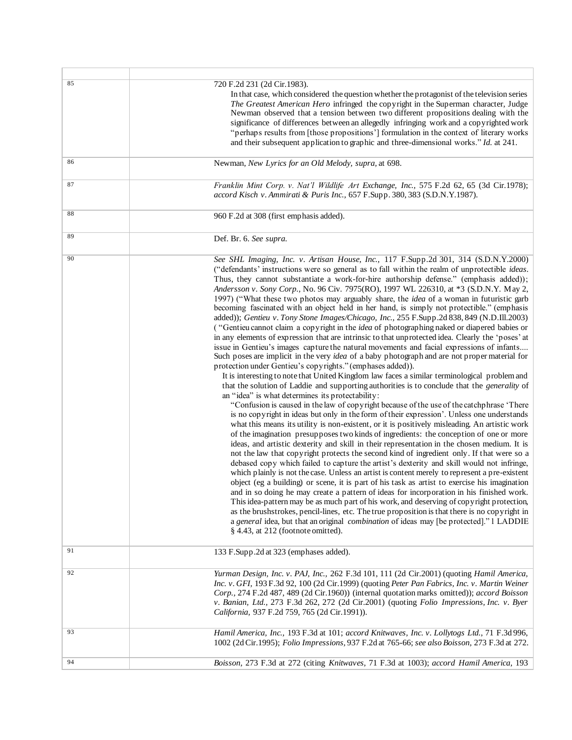| | |
|---|---|
| 85 | 720 F.2d 231 (2d Cir.1983).<br>In that case, which considered the question whether the protagonist of the television series *The Greatest American Hero* infringed the copyright in the Superman character, Judge Newman observed that a tension between two different propositions dealing with the significance of differences between an allegedly infringing work and a copyrighted work "perhaps results from [those propositions'] formulation in the context of literary works and their subsequent application to graphic and three-dimensional works." *Id.* at 241. |
| 86 | Newman, *New Lyrics for an Old Melody*, *supra*, at 698. |
| 87 | *Franklin Mint Corp. v. Nat'l Wildlife Art Exchange, Inc.,* 575 F.2d 62, 65 (3d Cir.1978); *accord Kisch v. Ammirati & Puris Inc.,* 657 F.Supp. 380, 383 (S.D.N.Y.1987). |
| 88 | 960 F.2d at 308 (first emphasis added). |
| 89 | Def. Br. 6. *See supra.* |
| 90 | *See SHL Imaging, Inc. v. Artisan House, Inc.,* 117 F.Supp.2d 301, 314 (S.D.N.Y.2000) ("defendants' instructions were so general as to fall within the realm of unprotectible *ideas*. Thus, they cannot substantiate a work-for-hire authorship defense." (emphasis added)); *Andersson v. Sony Corp.,* No. 96 Civ. 7975(RO), 1997 WL 226310, at *3 (S.D.N.Y. May 2, 1997) ("What these two photos may arguably share, the *idea* of a woman in futuristic garb becoming fascinated with an object held in her hand, is simply not protectible." (emphasis added)); *Gentieu v. Tony Stone Images/Chicago, Inc.,* 255 F.Supp.2d 838, 849 (N.D.Ill.2003) ("Gentieu cannot claim a copyright in the *idea* of photographing naked or diapered babies or in any elements of expression that are intrinsic to that unprotected idea. Clearly the 'poses' at issue in Gentieu's images capture the natural movements and facial expressions of infants.... Such poses are implicit in the very *idea* of a baby photograph and are not proper material for protection under Gentieu's copyrights." (emphases added)).<br>It is interesting to note that United Kingdom law faces a similar terminological problem and that the solution of Laddie and supporting authorities is to conclude that the *generality* of an "idea" is what determines its protectability:<br>"Confusion is caused in the law of copyright because of the use of the catchphrase 'There is no copyright in ideas but only in the form of their expression'. Unless one understands what this means its utility is non-existent, or it is positively misleading. An artistic work of the imagination presupposes two kinds of ingredients: the conception of one or more ideas, and artistic dexterity and skill in their representation in the chosen medium. It is not the law that copyright protects the second kind of ingredient only. If that were so a debased copy which failed to capture the artist's dexterity and skill would not infringe, which plainly is not the case. Unless an artist is content merely to represent a pre-existent object (eg a building) or scene, it is part of his task as artist to exercise his imagination and in so doing he may create a pattern of ideas for incorporation in his finished work. This idea-pattern may be as much part of his work, and deserving of copyright protection, as the brushstrokes, pencil-lines, etc. The true proposition is that there is no copyright in a *general* idea, but that an original *combination* of ideas may [be protected]." 1 LADDIE § 4.43, at 212 (footnote omitted). |
| 91 | 133 F.Supp.2d at 323 (emphases added). |
| 92 | *Yurman Design, Inc. v. PAJ, Inc.,* 262 F.3d 101, 111 (2d Cir.2001) (quoting *Hamil America, Inc. v. GFI,* 193 F.3d 92, 100 (2d Cir.1999) (quoting *Peter Pan Fabrics, Inc. v. Martin Weiner Corp.,* 274 F.2d 487, 489 (2d Cir.1960)) (internal quotation marks omitted)); *accord Boisson v. Banian, Ltd.,* 273 F.3d 262, 272 (2d Cir.2001) (quoting *Folio Impressions, Inc. v. Byer California,* 937 F.2d 759, 765 (2d Cir.1991)). |
| 93 | *Hamil America, Inc.,* 193 F.3d at 101; *accord Knitwaves, Inc. v. Lollytogs Ltd.,* 71 F.3d 996, 1002 (2d Cir.1995); *Folio Impressions,* 937 F.2d at 765-66; *see also Boisson,* 273 F.3d at 272. |
| 94 | *Boisson,* 273 F.3d at 272 (citing *Knitwaves,* 71 F.3d at 1003); *accord Hamil America,* 193 |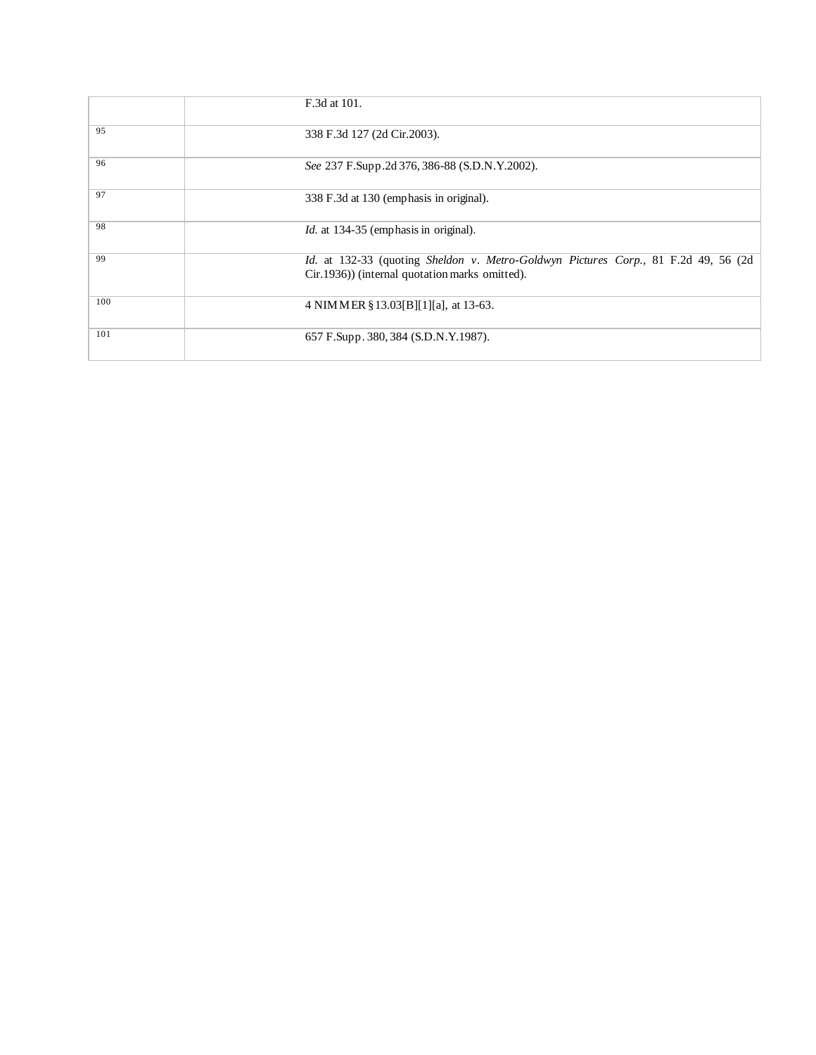| | |
|---|---|
| | F.3d at 101. |
| 95 | 338 F.3d 127 (2d Cir.2003). |
| 96 | *See* 237 F.Supp.2d 376, 386-88 (S.D.N.Y.2002). |
| 97 | 338 F.3d at 130 (emphasis in original). |
| 98 | *Id.* at 134-35 (emphasis in original). |
| 99 | *Id.* at 132-33 (quoting *Sheldon v. Metro-Goldwyn Pictures Corp.,* 81 F.2d 49, 56 (2d Cir.1936)) (internal quotation marks omitted). |
| 100 | 4 NIMMER § 13.03[B][1][a], at 13-63. |
| 101 | 657 F.Supp. 380, 384 (S.D.N.Y.1987). |